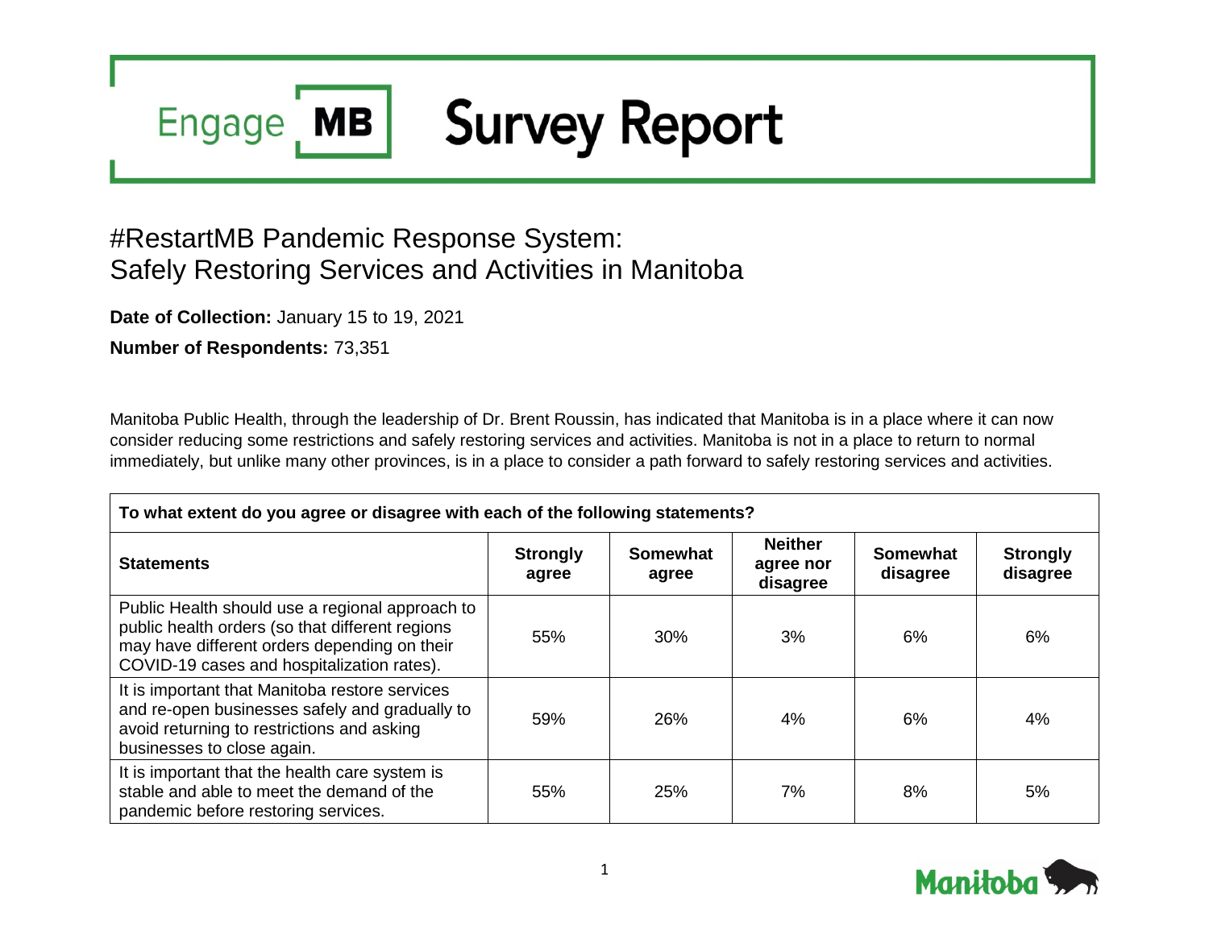# Engage MB Survey Report

## #RestartMB Pandemic Response System: Safely Restoring Services and Activities in Manitoba

**Date of Collection:** January 15 to 19, 2021

**Number of Respondents:** 73,351

Manitoba Public Health, through the leadership of Dr. Brent Roussin, has indicated that Manitoba is in a place where it can now consider reducing some restrictions and safely restoring services and activities. Manitoba is not in a place to return to normal immediately, but unlike many other provinces, is in a place to consider a path forward to safely restoring services and activities.

**To what extent do you agree or disagree with each of the following statements?**

| Statements | Strongly agree | Somewhat agree | Neither agree nor disagree | Somewhat disagree | Strongly disagree |
|---|---|---|---|---|---|
| Public Health should use a regional approach to public health orders (so that different regions may have different orders depending on their COVID-19 cases and hospitalization rates). | 55% | 30% | 3% | 6% | 6% |
| It is important that Manitoba restore services and re-open businesses safely and gradually to avoid returning to restrictions and asking businesses to close again. | 59% | 26% | 4% | 6% | 4% |
| It is important that the health care system is stable and able to meet the demand of the pandemic before restoring services. | 55% | 25% | 7% | 8% | 5% |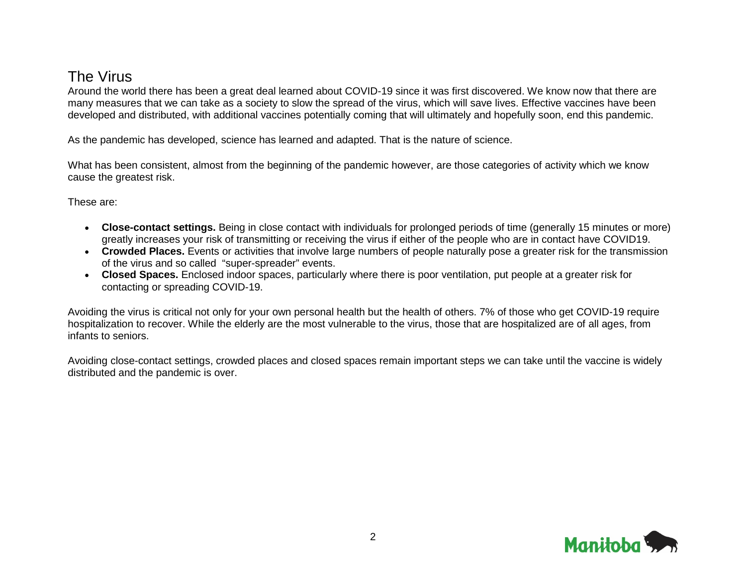## The Virus

Around the world there has been a great deal learned about COVID-19 since it was first discovered. We know now that there are many measures that we can take as a society to slow the spread of the virus, which will save lives. Effective vaccines have been developed and distributed, with additional vaccines potentially coming that will ultimately and hopefully soon, end this pandemic.

As the pandemic has developed, science has learned and adapted. That is the nature of science.

What has been consistent, almost from the beginning of the pandemic however, are those categories of activity which we know cause the greatest risk.

These are:

- **Close-contact settings.** Being in close contact with individuals for prolonged periods of time (generally 15 minutes or more) greatly increases your risk of transmitting or receiving the virus if either of the people who are in contact have COVID19.
- **Crowded Places.** Events or activities that involve large numbers of people naturally pose a greater risk for the transmission of the virus and so called "super-spreader" events.
- **Closed Spaces.** Enclosed indoor spaces, particularly where there is poor ventilation, put people at a greater risk for contacting or spreading COVID-19.

Avoiding the virus is critical not only for your own personal health but the health of others. 7% of those who get COVID-19 require hospitalization to recover. While the elderly are the most vulnerable to the virus, those that are hospitalized are of all ages, from infants to seniors.

Avoiding close-contact settings, crowded places and closed spaces remain important steps we can take until the vaccine is widely distributed and the pandemic is over.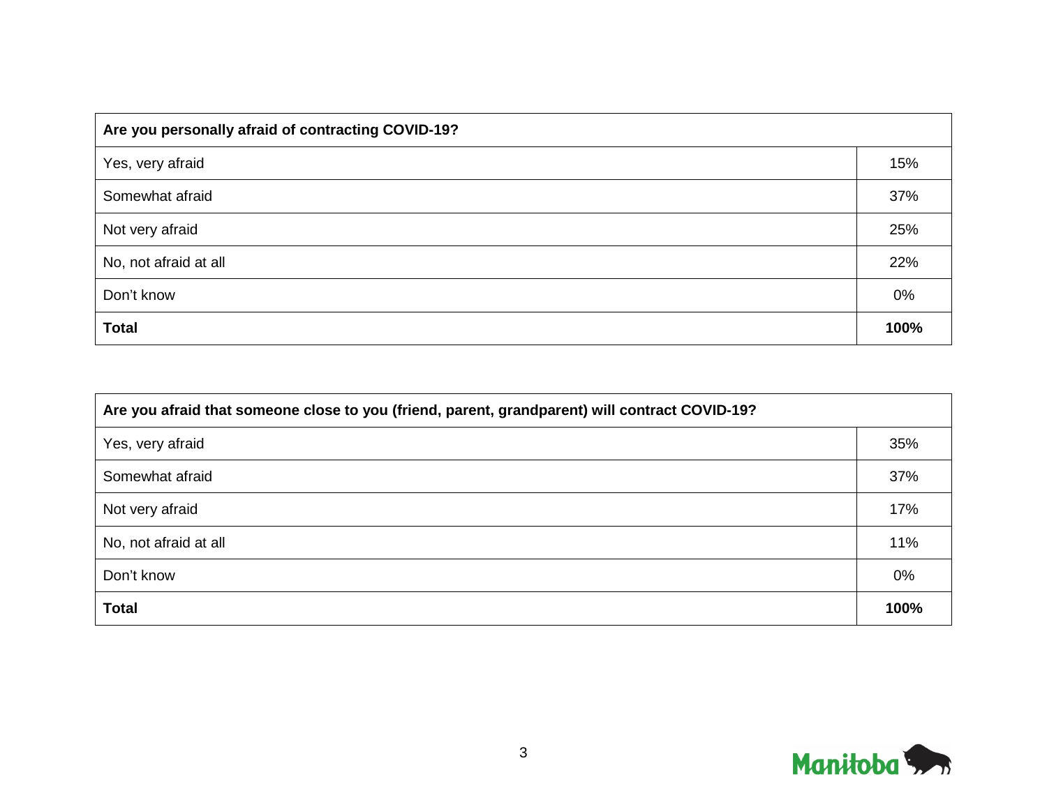| Are you personally afraid of contracting COVID-19? | |
|---|---|
| Yes, very afraid | 15% |
| Somewhat afraid | 37% |
| Not very afraid | 25% |
| No, not afraid at all | 22% |
| Don't know | 0% |
| **Total** | **100%** |

| Are you afraid that someone close to you (friend, parent, grandparent) will contract COVID-19? | |
|---|---|
| Yes, very afraid | 35% |
| Somewhat afraid | 37% |
| Not very afraid | 17% |
| No, not afraid at all | 11% |
| Don't know | 0% |
| **Total** | **100%** |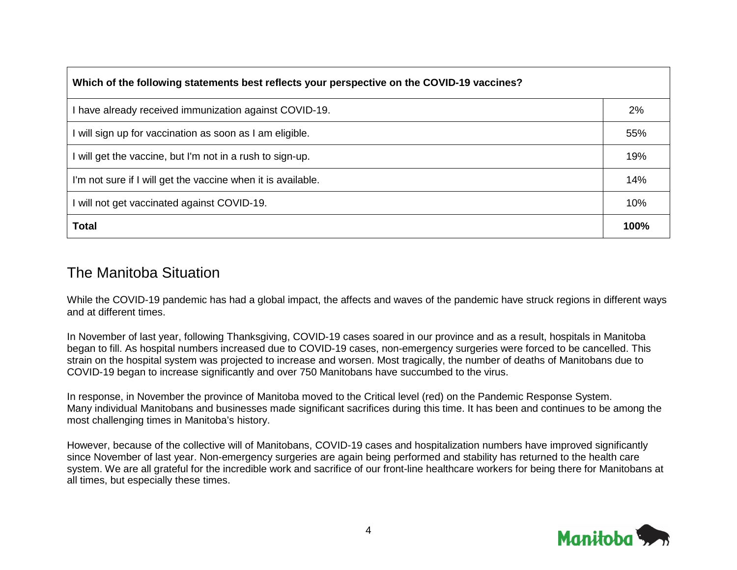| Which of the following statements best reflects your perspective on the COVID-19 vaccines? | |
|---|---|
| I have already received immunization against COVID-19. | 2% |
| I will sign up for vaccination as soon as I am eligible. | 55% |
| I will get the vaccine, but I'm not in a rush to sign-up. | 19% |
| I'm not sure if I will get the vaccine when it is available. | 14% |
| I will not get vaccinated against COVID-19. | 10% |
| **Total** | **100%** |

## The Manitoba Situation

While the COVID-19 pandemic has had a global impact, the affects and waves of the pandemic have struck regions in different ways and at different times.

In November of last year, following Thanksgiving, COVID-19 cases soared in our province and as a result, hospitals in Manitoba began to fill. As hospital numbers increased due to COVID-19 cases, non-emergency surgeries were forced to be cancelled. This strain on the hospital system was projected to increase and worsen. Most tragically, the number of deaths of Manitobans due to COVID-19 began to increase significantly and over 750 Manitobans have succumbed to the virus.

In response, in November the province of Manitoba moved to the Critical level (red) on the Pandemic Response System. Many individual Manitobans and businesses made significant sacrifices during this time. It has been and continues to be among the most challenging times in Manitoba's history.

However, because of the collective will of Manitobans, COVID-19 cases and hospitalization numbers have improved significantly since November of last year. Non-emergency surgeries are again being performed and stability has returned to the health care system. We are all grateful for the incredible work and sacrifice of our front-line healthcare workers for being there for Manitobans at all times, but especially these times.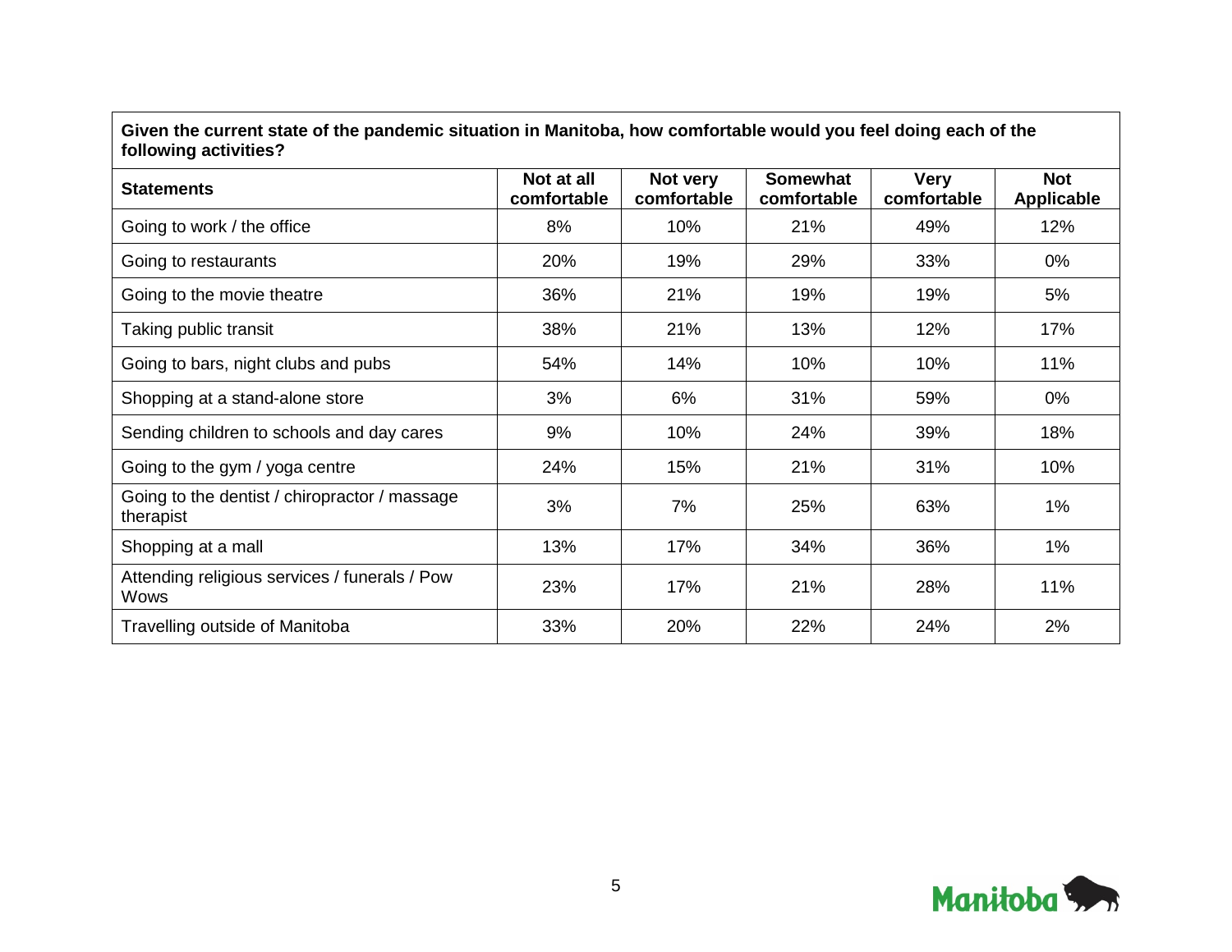| Given the current state of the pandemic situation in Manitoba, how comfortable would you feel doing each of the following activities? | | | | | |
|---|---|---|---|---|---|
| **Statements** | **Not at all comfortable** | **Not very comfortable** | **Somewhat comfortable** | **Very comfortable** | **Not Applicable** |
| Going to work / the office | 8% | 10% | 21% | 49% | 12% |
| Going to restaurants | 20% | 19% | 29% | 33% | 0% |
| Going to the movie theatre | 36% | 21% | 19% | 19% | 5% |
| Taking public transit | 38% | 21% | 13% | 12% | 17% |
| Going to bars, night clubs and pubs | 54% | 14% | 10% | 10% | 11% |
| Shopping at a stand-alone store | 3% | 6% | 31% | 59% | 0% |
| Sending children to schools and day cares | 9% | 10% | 24% | 39% | 18% |
| Going to the gym / yoga centre | 24% | 15% | 21% | 31% | 10% |
| Going to the dentist / chiropractor / massage therapist | 3% | 7% | 25% | 63% | 1% |
| Shopping at a mall | 13% | 17% | 34% | 36% | 1% |
| Attending religious services / funerals / Pow Wows | 23% | 17% | 21% | 28% | 11% |
| Travelling outside of Manitoba | 33% | 20% | 22% | 24% | 2% |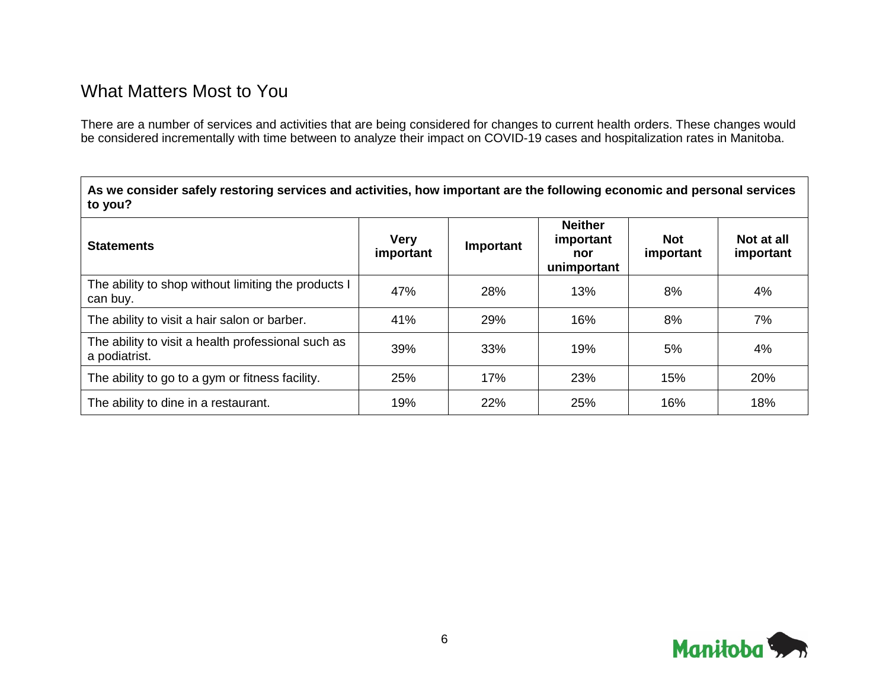## What Matters Most to You

There are a number of services and activities that are being considered for changes to current health orders. These changes would be considered incrementally with time between to analyze their impact on COVID-19 cases and hospitalization rates in Manitoba.

**As we consider safely restoring services and activities, how important are the following economic and personal services to you?**

| Statements | Very important | Important | Neither important nor unimportant | Not important | Not at all important |
|---|---|---|---|---|---|
| The ability to shop without limiting the products I can buy. | 47% | 28% | 13% | 8% | 4% |
| The ability to visit a hair salon or barber. | 41% | 29% | 16% | 8% | 7% |
| The ability to visit a health professional such as a podiatrist. | 39% | 33% | 19% | 5% | 4% |
| The ability to go to a gym or fitness facility. | 25% | 17% | 23% | 15% | 20% |
| The ability to dine in a restaurant. | 19% | 22% | 25% | 16% | 18% |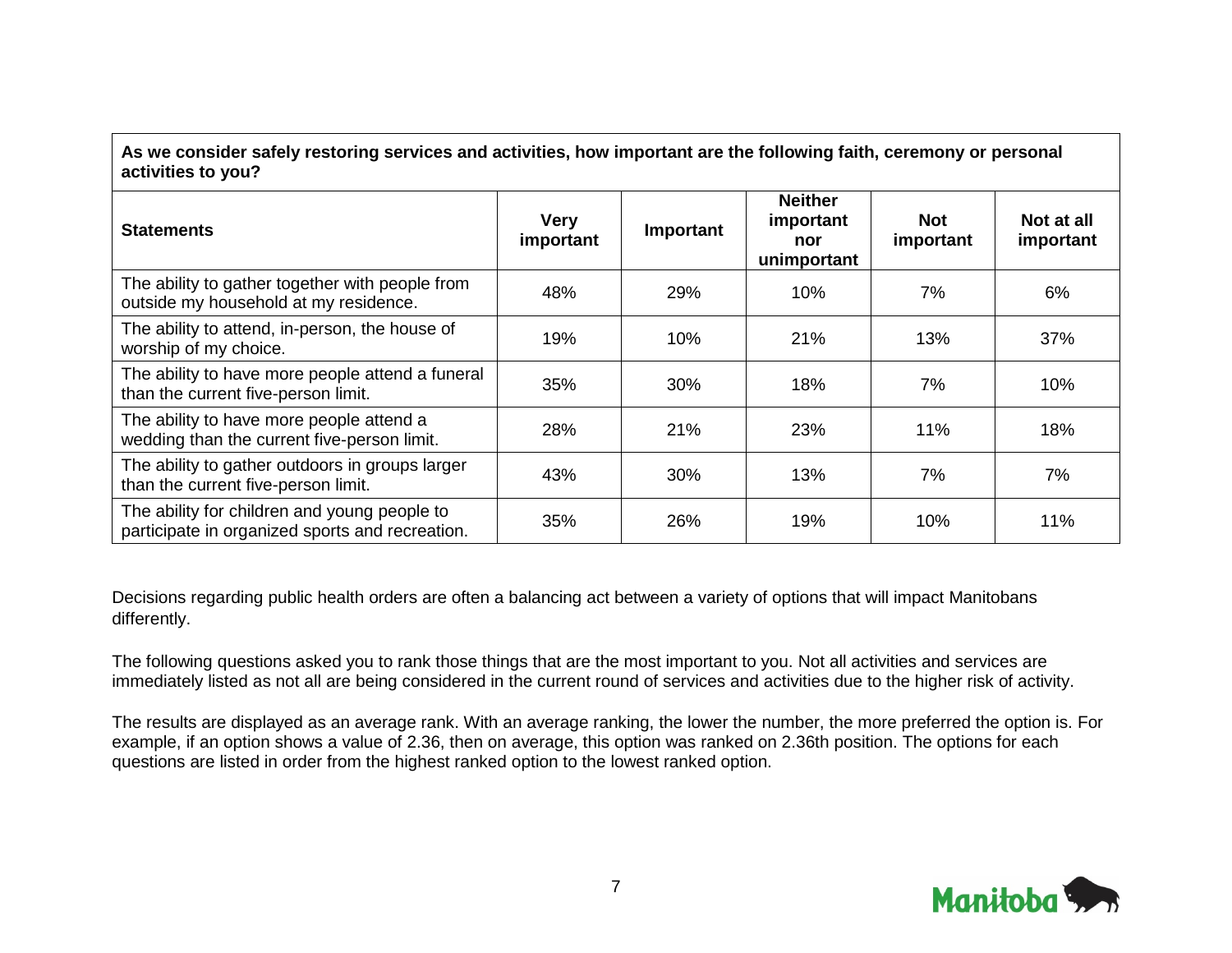| **As we consider safely restoring services and activities, how important are the following faith, ceremony or personal activities to you?** | | | | | |
|---|---|---|---|---|---|
| **Statements** | **Very important** | **Important** | **Neither important nor unimportant** | **Not important** | **Not at all important** |
| The ability to gather together with people from outside my household at my residence. | 48% | 29% | 10% | 7% | 6% |
| The ability to attend, in-person, the house of worship of my choice. | 19% | 10% | 21% | 13% | 37% |
| The ability to have more people attend a funeral than the current five-person limit. | 35% | 30% | 18% | 7% | 10% |
| The ability to have more people attend a wedding than the current five-person limit. | 28% | 21% | 23% | 11% | 18% |
| The ability to gather outdoors in groups larger than the current five-person limit. | 43% | 30% | 13% | 7% | 7% |
| The ability for children and young people to participate in organized sports and recreation. | 35% | 26% | 19% | 10% | 11% |

Decisions regarding public health orders are often a balancing act between a variety of options that will impact Manitobans differently.

The following questions asked you to rank those things that are the most important to you. Not all activities and services are immediately listed as not all are being considered in the current round of services and activities due to the higher risk of activity.

The results are displayed as an average rank. With an average ranking, the lower the number, the more preferred the option is. For example, if an option shows a value of 2.36, then on average, this option was ranked on 2.36th position. The options for each questions are listed in order from the highest ranked option to the lowest ranked option.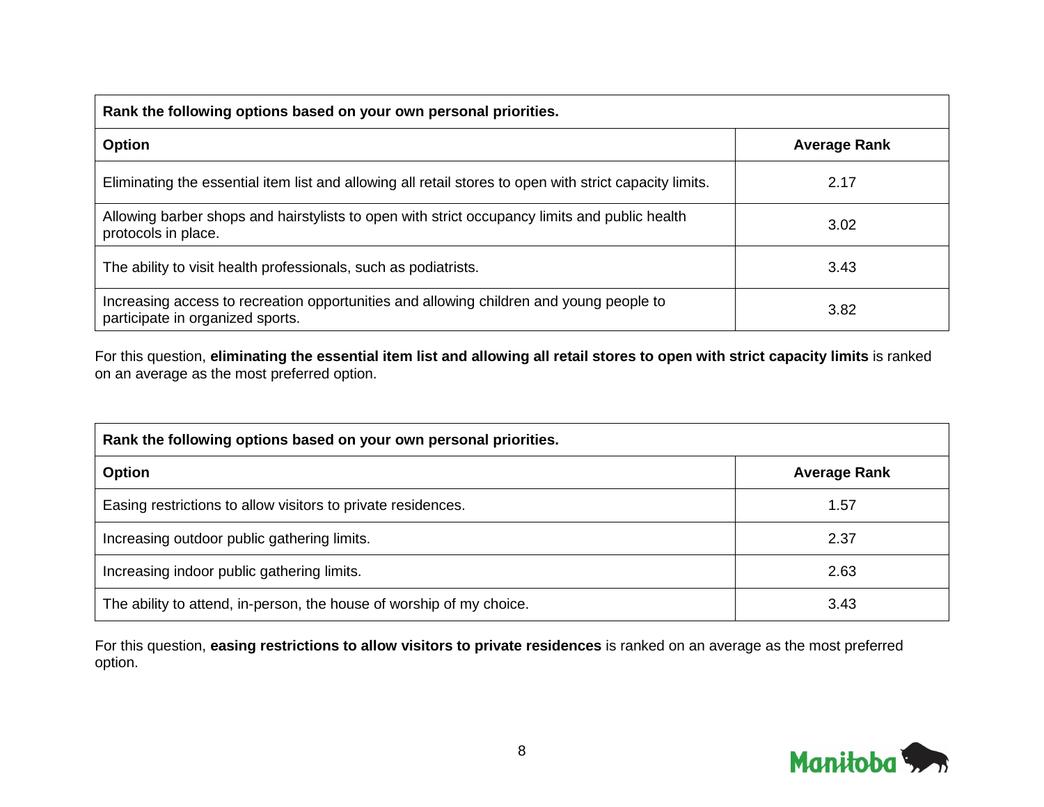| Rank the following options based on your own personal priorities. | |
|---|---|
| **Option** | **Average Rank** |
| Eliminating the essential item list and allowing all retail stores to open with strict capacity limits. | 2.17 |
| Allowing barber shops and hairstylists to open with strict occupancy limits and public health protocols in place. | 3.02 |
| The ability to visit health professionals, such as podiatrists. | 3.43 |
| Increasing access to recreation opportunities and allowing children and young people to participate in organized sports. | 3.82 |

For this question, **eliminating the essential item list and allowing all retail stores to open with strict capacity limits** is ranked on an average as the most preferred option.

| Rank the following options based on your own personal priorities. | |
|---|---|
| **Option** | **Average Rank** |
| Easing restrictions to allow visitors to private residences. | 1.57 |
| Increasing outdoor public gathering limits. | 2.37 |
| Increasing indoor public gathering limits. | 2.63 |
| The ability to attend, in-person, the house of worship of my choice. | 3.43 |

For this question, **easing restrictions to allow visitors to private residences** is ranked on an average as the most preferred option.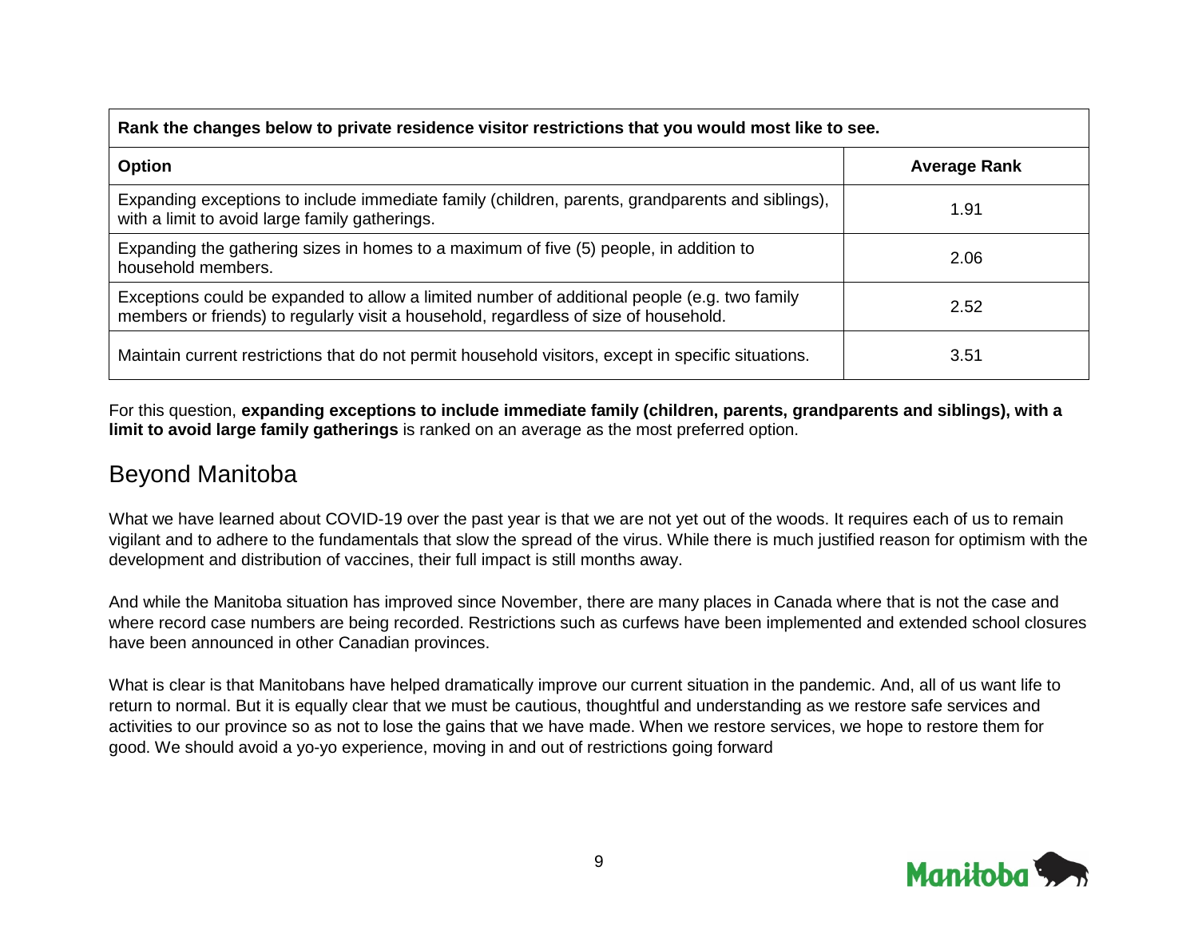| Rank the changes below to private residence visitor restrictions that you would most like to see. | |
|---|---|
| **Option** | **Average Rank** |
| Expanding exceptions to include immediate family (children, parents, grandparents and siblings), with a limit to avoid large family gatherings. | 1.91 |
| Expanding the gathering sizes in homes to a maximum of five (5) people, in addition to household members. | 2.06 |
| Exceptions could be expanded to allow a limited number of additional people (e.g. two family members or friends) to regularly visit a household, regardless of size of household. | 2.52 |
| Maintain current restrictions that do not permit household visitors, except in specific situations. | 3.51 |

For this question, **expanding exceptions to include immediate family (children, parents, grandparents and siblings), with a limit to avoid large family gatherings** is ranked on an average as the most preferred option.

## Beyond Manitoba

What we have learned about COVID-19 over the past year is that we are not yet out of the woods. It requires each of us to remain vigilant and to adhere to the fundamentals that slow the spread of the virus. While there is much justified reason for optimism with the development and distribution of vaccines, their full impact is still months away.

And while the Manitoba situation has improved since November, there are many places in Canada where that is not the case and where record case numbers are being recorded. Restrictions such as curfews have been implemented and extended school closures have been announced in other Canadian provinces.

What is clear is that Manitobans have helped dramatically improve our current situation in the pandemic. And, all of us want life to return to normal. But it is equally clear that we must be cautious, thoughtful and understanding as we restore safe services and activities to our province so as not to lose the gains that we have made. When we restore services, we hope to restore them for good. We should avoid a yo-yo experience, moving in and out of restrictions going forward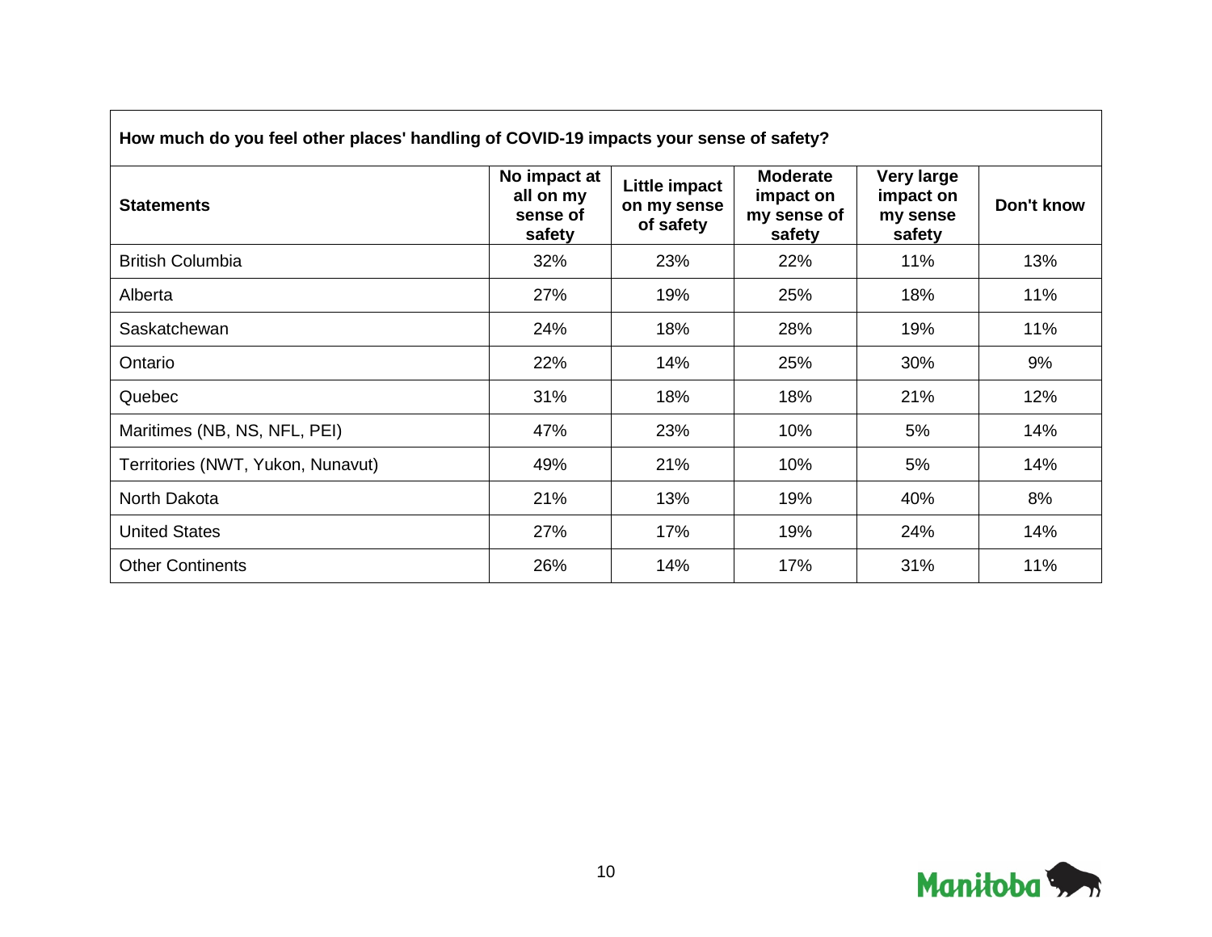| How much do you feel other places' handling of COVID-19 impacts your sense of safety? | | | | | |
|---|---|---|---|---|---|
| **Statements** | **No impact at all on my sense of safety** | **Little impact on my sense of safety** | **Moderate impact on my sense of safety** | **Very large impact on my sense safety** | **Don't know** |
| British Columbia | 32% | 23% | 22% | 11% | 13% |
| Alberta | 27% | 19% | 25% | 18% | 11% |
| Saskatchewan | 24% | 18% | 28% | 19% | 11% |
| Ontario | 22% | 14% | 25% | 30% | 9% |
| Quebec | 31% | 18% | 18% | 21% | 12% |
| Maritimes (NB, NS, NFL, PEI) | 47% | 23% | 10% | 5% | 14% |
| Territories (NWT, Yukon, Nunavut) | 49% | 21% | 10% | 5% | 14% |
| North Dakota | 21% | 13% | 19% | 40% | 8% |
| United States | 27% | 17% | 19% | 24% | 14% |
| Other Continents | 26% | 14% | 17% | 31% | 11% |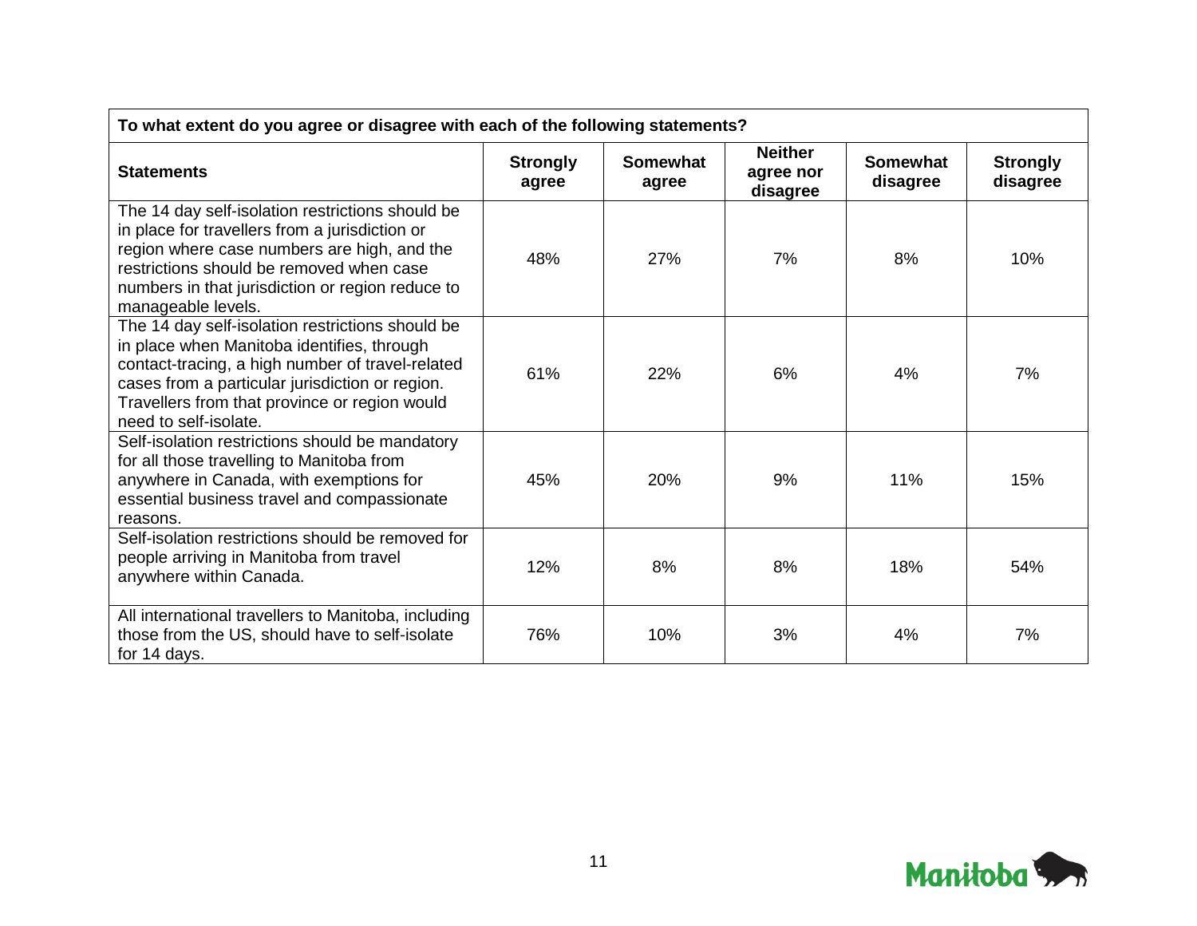| To what extent do you agree or disagree with each of the following statements? | | | | | |
|---|---|---|---|---|---|
| **Statements** | **Strongly agree** | **Somewhat agree** | **Neither agree nor disagree** | **Somewhat disagree** | **Strongly disagree** |
| The 14 day self-isolation restrictions should be in place for travellers from a jurisdiction or region where case numbers are high, and the restrictions should be removed when case numbers in that jurisdiction or region reduce to manageable levels. | 48% | 27% | 7% | 8% | 10% |
| The 14 day self-isolation restrictions should be in place when Manitoba identifies, through contact-tracing, a high number of travel-related cases from a particular jurisdiction or region. Travellers from that province or region would need to self-isolate. | 61% | 22% | 6% | 4% | 7% |
| Self-isolation restrictions should be mandatory for all those travelling to Manitoba from anywhere in Canada, with exemptions for essential business travel and compassionate reasons. | 45% | 20% | 9% | 11% | 15% |
| Self-isolation restrictions should be removed for people arriving in Manitoba from travel anywhere within Canada. | 12% | 8% | 8% | 18% | 54% |
| All international travellers to Manitoba, including those from the US, should have to self-isolate for 14 days. | 76% | 10% | 3% | 4% | 7% |